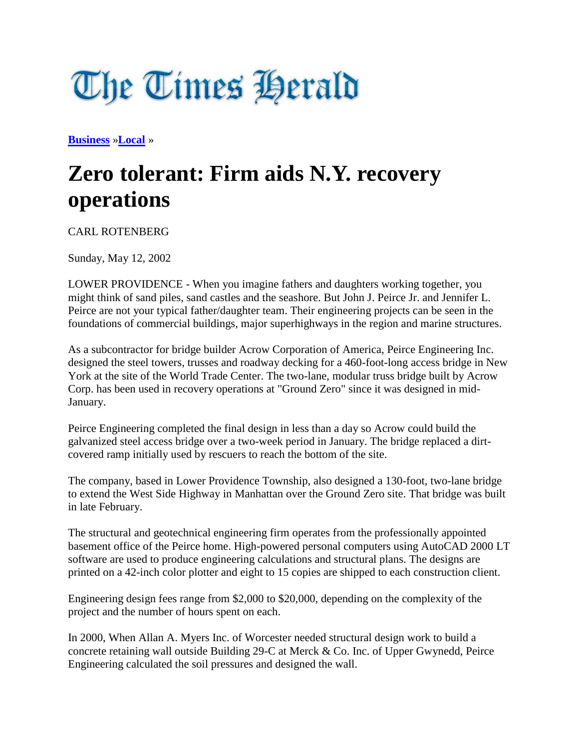# The Times Herald

**Business** »**Local** »

# Zero tolerant: Firm aids N.Y. recovery operations

CARL ROTENBERG

Sunday, May 12, 2002

LOWER PROVIDENCE - When you imagine fathers and daughters working together, you might think of sand piles, sand castles and the seashore. But John J. Peirce Jr. and Jennifer L. Peirce are not your typical father/daughter team. Their engineering projects can be seen in the foundations of commercial buildings, major superhighways in the region and marine structures.

As a subcontractor for bridge builder Acrow Corporation of America, Peirce Engineering Inc. designed the steel towers, trusses and roadway decking for a 460-foot-long access bridge in New York at the site of the World Trade Center. The two-lane, modular truss bridge built by Acrow Corp. has been used in recovery operations at "Ground Zero" since it was designed in mid-January.

Peirce Engineering completed the final design in less than a day so Acrow could build the galvanized steel access bridge over a two-week period in January. The bridge replaced a dirt-covered ramp initially used by rescuers to reach the bottom of the site.

The company, based in Lower Providence Township, also designed a 130-foot, two-lane bridge to extend the West Side Highway in Manhattan over the Ground Zero site. That bridge was built in late February.

The structural and geotechnical engineering firm operates from the professionally appointed basement office of the Peirce home. High-powered personal computers using AutoCAD 2000 LT software are used to produce engineering calculations and structural plans. The designs are printed on a 42-inch color plotter and eight to 15 copies are shipped to each construction client.

Engineering design fees range from $2,000 to $20,000, depending on the complexity of the project and the number of hours spent on each.

In 2000, When Allan A. Myers Inc. of Worcester needed structural design work to build a concrete retaining wall outside Building 29-C at Merck & Co. Inc. of Upper Gwynedd, Peirce Engineering calculated the soil pressures and designed the wall.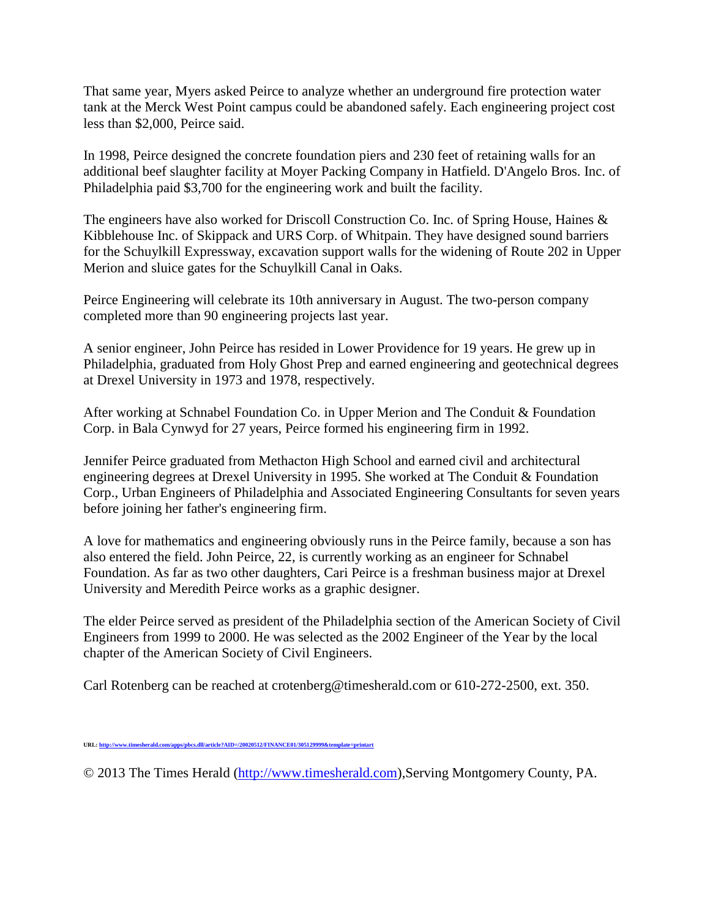That same year, Myers asked Peirce to analyze whether an underground fire protection water tank at the Merck West Point campus could be abandoned safely. Each engineering project cost less than $2,000, Peirce said.

In 1998, Peirce designed the concrete foundation piers and 230 feet of retaining walls for an additional beef slaughter facility at Moyer Packing Company in Hatfield. D'Angelo Bros. Inc. of Philadelphia paid $3,700 for the engineering work and built the facility.

The engineers have also worked for Driscoll Construction Co. Inc. of Spring House, Haines & Kibblehouse Inc. of Skippack and URS Corp. of Whitpain. They have designed sound barriers for the Schuylkill Expressway, excavation support walls for the widening of Route 202 in Upper Merion and sluice gates for the Schuylkill Canal in Oaks.

Peirce Engineering will celebrate its 10th anniversary in August. The two-person company completed more than 90 engineering projects last year.

A senior engineer, John Peirce has resided in Lower Providence for 19 years. He grew up in Philadelphia, graduated from Holy Ghost Prep and earned engineering and geotechnical degrees at Drexel University in 1973 and 1978, respectively.

After working at Schnabel Foundation Co. in Upper Merion and The Conduit & Foundation Corp. in Bala Cynwyd for 27 years, Peirce formed his engineering firm in 1992.

Jennifer Peirce graduated from Methacton High School and earned civil and architectural engineering degrees at Drexel University in 1995. She worked at The Conduit & Foundation Corp., Urban Engineers of Philadelphia and Associated Engineering Consultants for seven years before joining her father's engineering firm.

A love for mathematics and engineering obviously runs in the Peirce family, because a son has also entered the field. John Peirce, 22, is currently working as an engineer for Schnabel Foundation. As far as two other daughters, Cari Peirce is a freshman business major at Drexel University and Meredith Peirce works as a graphic designer.

The elder Peirce served as president of the Philadelphia section of the American Society of Civil Engineers from 1999 to 2000. He was selected as the 2002 Engineer of the Year by the local chapter of the American Society of Civil Engineers.

Carl Rotenberg can be reached at crotenberg@timesherald.com or 610-272-2500, ext. 350.

URL: http://www.timesherald.com/apps/pbcs.dll/article?AID=/20020512/FINANCE01/305129999&template=printart

© 2013 The Times Herald (http://www.timesherald.com),Serving Montgomery County, PA.